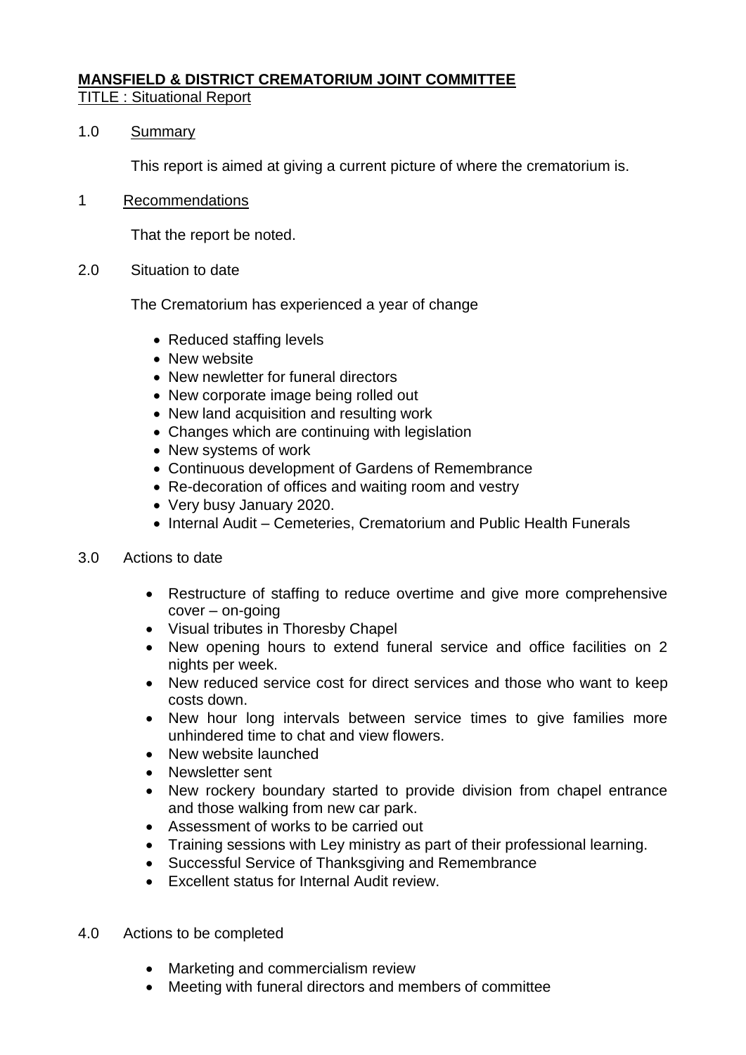**MANSFIELD & DISTRICT CREMATORIUM JOINT COMMITTEE**

TITLE : Situational Report

1.0 Summary

This report is aimed at giving a current picture of where the crematorium is.

1 Recommendations

That the report be noted.

2.0 Situation to date

The Crematorium has experienced a year of change

- Reduced staffing levels
- New website
- New newletter for funeral directors
- New corporate image being rolled out
- New land acquisition and resulting work
- Changes which are continuing with legislation
- New systems of work
- Continuous development of Gardens of Remembrance
- Re-decoration of offices and waiting room and vestry
- Very busy January 2020.
- Internal Audit – Cemeteries, Crematorium and Public Health Funerals

3.0 Actions to date

- Restructure of staffing to reduce overtime and give more comprehensive cover – on-going
- Visual tributes in Thoresby Chapel
- New opening hours to extend funeral service and office facilities on 2 nights per week.
- New reduced service cost for direct services and those who want to keep costs down.
- New hour long intervals between service times to give families more unhindered time to chat and view flowers.
- New website launched
- Newsletter sent
- New rockery boundary started to provide division from chapel entrance and those walking from new car park.
- Assessment of works to be carried out
- Training sessions with Ley ministry as part of their professional learning.
- Successful Service of Thanksgiving and Remembrance
- Excellent status for Internal Audit review.

4.0 Actions to be completed

- Marketing and commercialism review
- Meeting with funeral directors and members of committee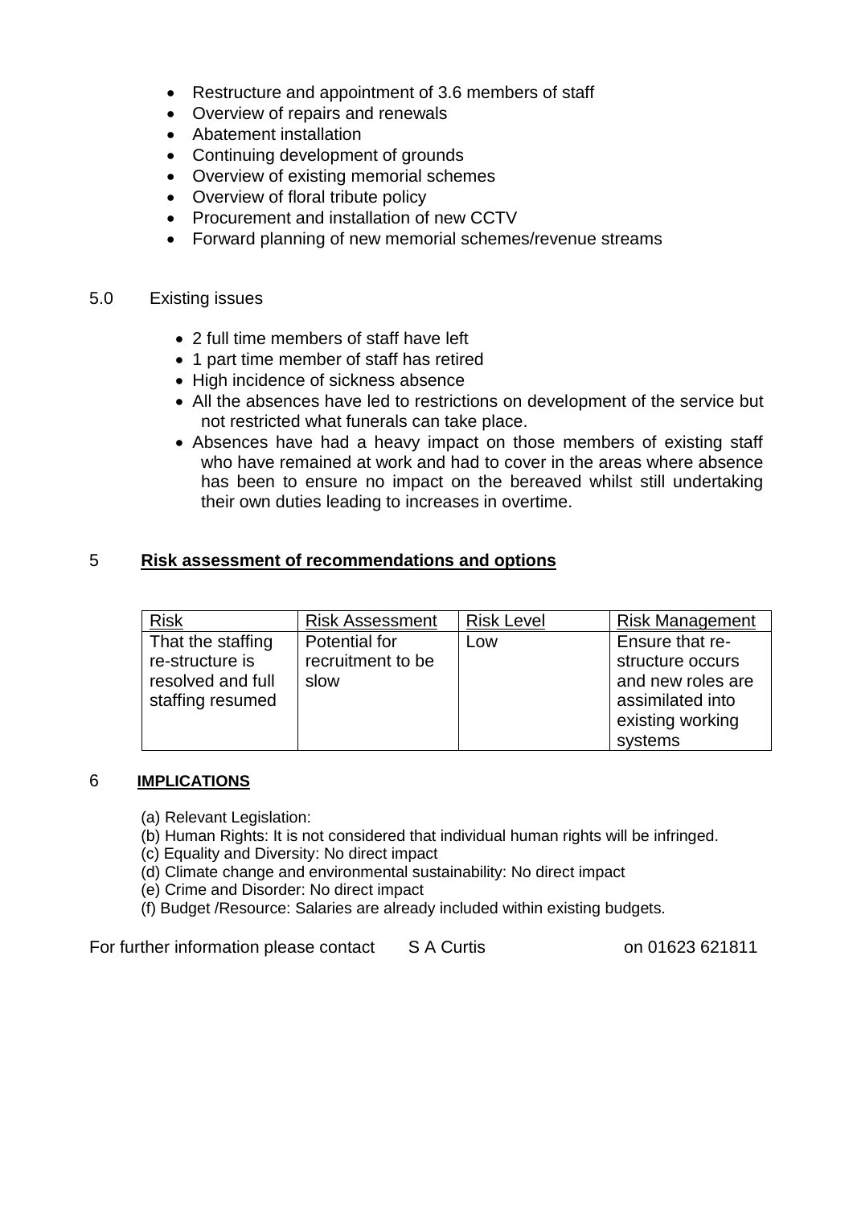- Restructure and appointment of 3.6 members of staff
- Overview of repairs and renewals
- Abatement installation
- Continuing development of grounds
- Overview of existing memorial schemes
- Overview of floral tribute policy
- Procurement and installation of new CCTV
- Forward planning of new memorial schemes/revenue streams

## 5.0 Existing issues

- 2 full time members of staff have left
- 1 part time member of staff has retired
- High incidence of sickness absence
- All the absences have led to restrictions on development of the service but not restricted what funerals can take place.
- Absences have had a heavy impact on those members of existing staff who have remained at work and had to cover in the areas where absence has been to ensure no impact on the bereaved whilst still undertaking their own duties leading to increases in overtime.

## 5 **Risk assessment of recommendations and options**

| Risk | Risk Assessment | Risk Level | Risk Management |
|---|---|---|---|
| That the staffing re-structure is resolved and full staffing resumed | Potential for recruitment to be slow | Low | Ensure that re-structure occurs and new roles are assimilated into existing working systems |

## 6 **IMPLICATIONS**

(a) Relevant Legislation:
(b) Human Rights: It is not considered that individual human rights will be infringed.
(c) Equality and Diversity: No direct impact
(d) Climate change and environmental sustainability: No direct impact
(e) Crime and Disorder: No direct impact
(f) Budget /Resource: Salaries are already included within existing budgets.

For further information please contact S A Curtis on 01623 621811